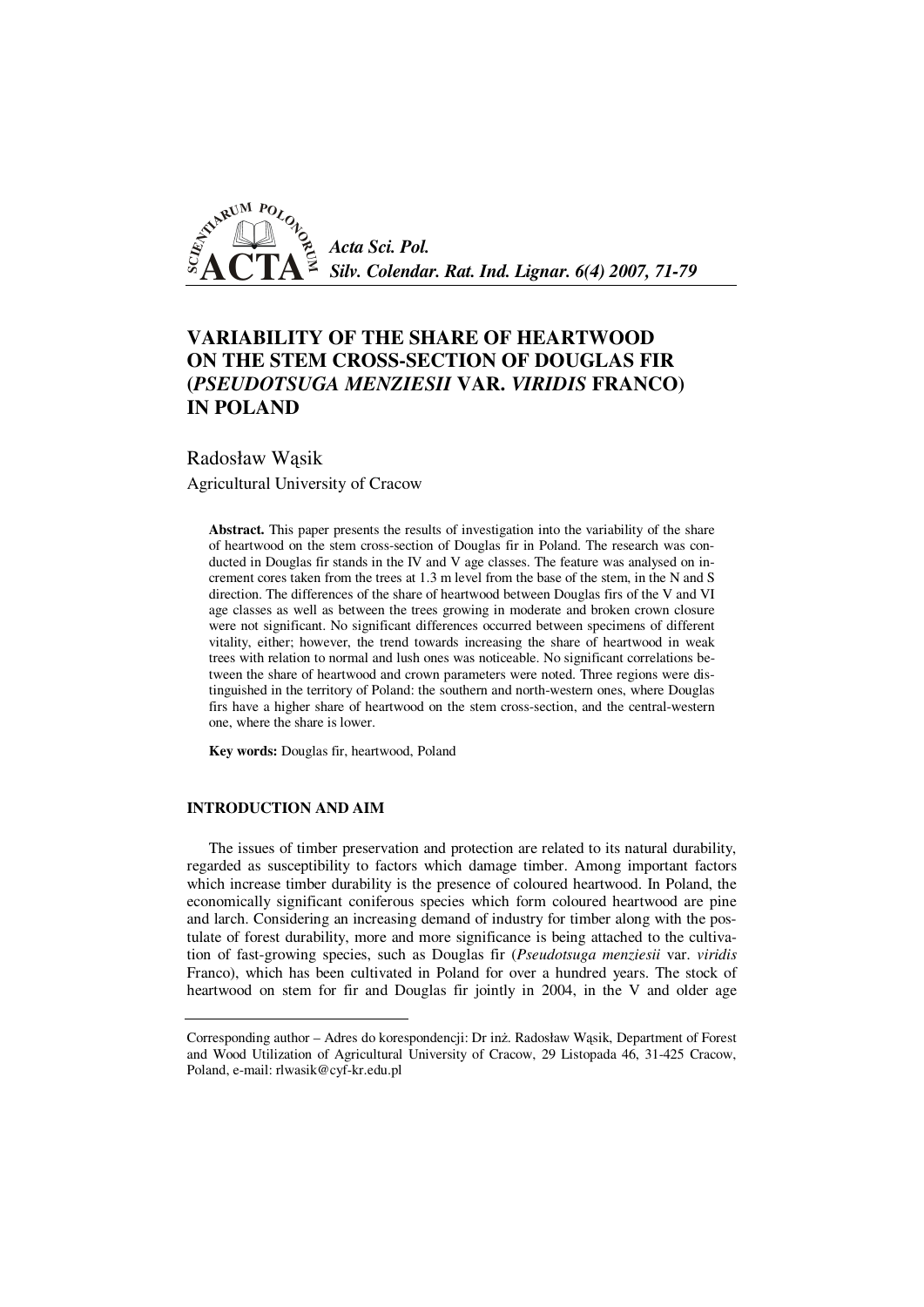# VARIABILITY OF THE SHARE OF HEARTWOOD ON THE STEM CROSS-SECTION OF DOUGLAS FIR (*PSEUDOTSUGA MENZIESII* VAR. *VIRIDIS* FRANCO) IN POLAND

Radosław Wąsik

Agricultural University of Cracow

**Abstract.** This paper presents the results of investigation into the variability of the share of heartwood on the stem cross-section of Douglas fir in Poland. The research was conducted in Douglas fir stands in the IV and V age classes. The feature was analysed on increment cores taken from the trees at 1.3 m level from the base of the stem, in the N and S direction. The differences of the share of heartwood between Douglas firs of the V and VI age classes as well as between the trees growing in moderate and broken crown closure were not significant. No significant differences occurred between specimens of different vitality, either; however, the trend towards increasing the share of heartwood in weak trees with relation to normal and lush ones was noticeable. No significant correlations between the share of heartwood and crown parameters were noted. Three regions were distinguished in the territory of Poland: the southern and north-western ones, where Douglas firs have a higher share of heartwood on the stem cross-section, and the central-western one, where the share is lower.

**Key words:** Douglas fir, heartwood, Poland

## INTRODUCTION AND AIM

The issues of timber preservation and protection are related to its natural durability, regarded as susceptibility to factors which damage timber. Among important factors which increase timber durability is the presence of coloured heartwood. In Poland, the economically significant coniferous species which form coloured heartwood are pine and larch. Considering an increasing demand of industry for timber along with the postulate of forest durability, more and more significance is being attached to the cultivation of fast-growing species, such as Douglas fir (*Pseudotsuga menziesii* var. *viridis* Franco), which has been cultivated in Poland for over a hundred years. The stock of heartwood on stem for fir and Douglas fir jointly in 2004, in the V and older age

Corresponding author – Adres do korespondencji: Dr inż. Radosław Wąsik, Department of Forest and Wood Utilization of Agricultural University of Cracow, 29 Listopada 46, 31-425 Cracow, Poland, e-mail: rlwasik@cyf-kr.edu.pl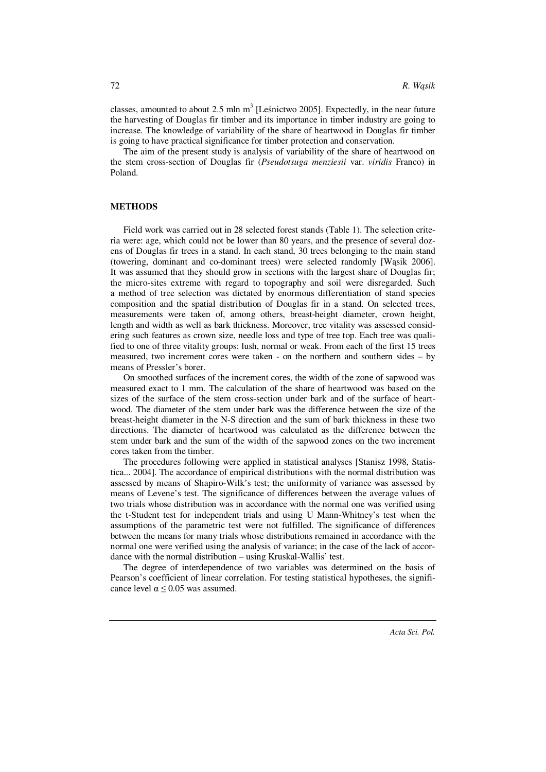classes, amounted to about 2.5 mln m$^3$ [Leśnictwo 2005]. Expectedly, in the near future the harvesting of Douglas fir timber and its importance in timber industry are going to increase. The knowledge of variability of the share of heartwood in Douglas fir timber is going to have practical significance for timber protection and conservation.

The aim of the present study is analysis of variability of the share of heartwood on the stem cross-section of Douglas fir (*Pseudotsuga menziesii* var. *viridis* Franco) in Poland.

## METHODS

Field work was carried out in 28 selected forest stands (Table 1). The selection criteria were: age, which could not be lower than 80 years, and the presence of several dozens of Douglas fir trees in a stand. In each stand, 30 trees belonging to the main stand (towering, dominant and co-dominant trees) were selected randomly [Wąsik 2006]. It was assumed that they should grow in sections with the largest share of Douglas fir; the micro-sites extreme with regard to topography and soil were disregarded. Such a method of tree selection was dictated by enormous differentiation of stand species composition and the spatial distribution of Douglas fir in a stand. On selected trees, measurements were taken of, among others, breast-height diameter, crown height, length and width as well as bark thickness. Moreover, tree vitality was assessed considering such features as crown size, needle loss and type of tree top. Each tree was qualified to one of three vitality groups: lush, normal or weak. From each of the first 15 trees measured, two increment cores were taken - on the northern and southern sides – by means of Pressler's borer.

On smoothed surfaces of the increment cores, the width of the zone of sapwood was measured exact to 1 mm. The calculation of the share of heartwood was based on the sizes of the surface of the stem cross-section under bark and of the surface of heartwood. The diameter of the stem under bark was the difference between the size of the breast-height diameter in the N-S direction and the sum of bark thickness in these two directions. The diameter of heartwood was calculated as the difference between the stem under bark and the sum of the width of the sapwood zones on the two increment cores taken from the timber.

The procedures following were applied in statistical analyses [Stanisz 1998, Statistica... 2004]. The accordance of empirical distributions with the normal distribution was assessed by means of Shapiro-Wilk's test; the uniformity of variance was assessed by means of Levene's test. The significance of differences between the average values of two trials whose distribution was in accordance with the normal one was verified using the t-Student test for independent trials and using U Mann-Whitney's test when the assumptions of the parametric test were not fulfilled. The significance of differences between the means for many trials whose distributions remained in accordance with the normal one were verified using the analysis of variance; in the case of the lack of accordance with the normal distribution – using Kruskal-Wallis' test.

The degree of interdependence of two variables was determined on the basis of Pearson's coefficient of linear correlation. For testing statistical hypotheses, the significance level $\alpha \leq 0.05$ was assumed.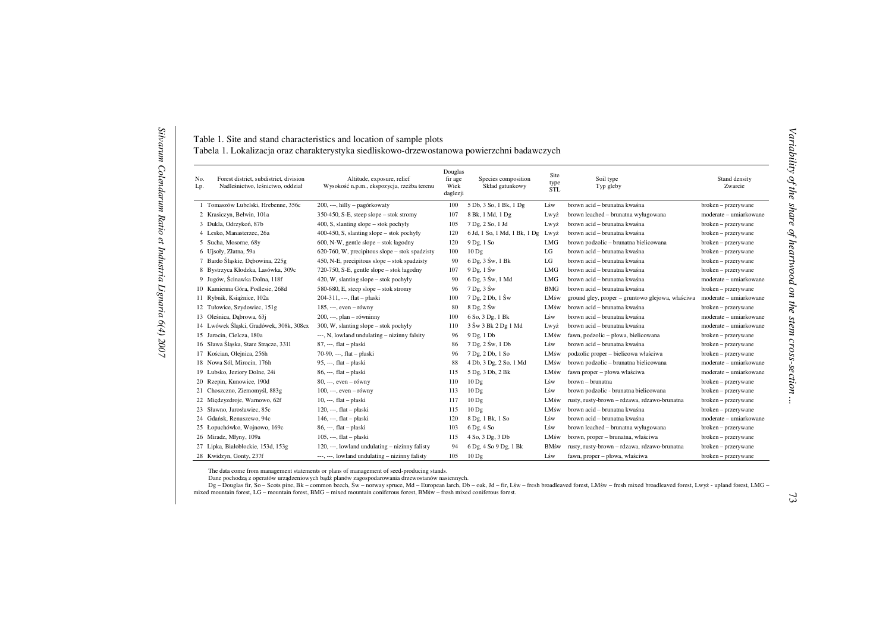Table 1. Site and stand characteristics and location of sample plots
Tabela 1. Lokalizacja oraz charakterystyka siedliskowo-drzewostanowa powierzchni badawczych

| No. Lp. | Forest district, subdistrict, division Nadleśnictwo, leśnictwo, oddział | Altitude, exposure, relief Wysokość n.p.m., ekspozycja, rzeźba terenu | Douglas fir age Wiek daglezji | Species composition Skład gatunkowy | Site type STL | Soil type Typ gleby | Stand density Zwarcie |
|---|---|---|---|---|---|---|---|
| 1 | Tomaszów Lubelski, Hrebenne, 356c | 200, ---, hilly – pagórkowaty | 100 | 5 Db, 3 So, 1 Bk, 1 Dg | Lśw | brown acid – brunatna kwaśna | broken – przerywane |
| 2 | Krasiczyn, Bełwin, 101a | 350-450, S-E, steep slope – stok stromy | 107 | 8 Bk, 1 Md, 1 Dg | Lwyż | brown leached – brunatna wyługowana | moderate – umiarkowane |
| 3 | Dukla, Odrzykoń, 87b | 400, S, slanting slope – stok pochyły | 105 | 7 Dg, 2 So, 1 Jd | Lwyż | brown acid – brunatna kwaśna | broken – przerywane |
| 4 | Lesko, Manasterzec, 26a | 400-450, S, slanting slope – stok pochyły | 120 | 6 Jd, 1 So, 1 Md, 1 Bk, 1 Dg | Lwyż | brown acid – brunatna kwaśna | broken – przerywane |
| 5 | Sucha, Mosorne, 68y | 600, N-W, gentle slope – stok łagodny | 120 | 9 Dg, 1 So | LMG | brown podzolic – brunatna bielicowana | broken – przerywane |
| 6 | Ujsoły, Złatna, 59a | 620-760, W, precipitous slope – stok spadzisty | 100 | 10 Dg | LG | brown acid – brunatna kwaśna | broken – przerywane |
| 7 | Bardo Śląskie, Dębowina, 225g | 450, N-E, precipitous slope – stok spadzisty | 90 | 6 Dg, 3 Św, 1 Bk | LG | brown acid – brunatna kwaśna | broken – przerywane |
| 8 | Bystrzyca Kłodzka, Lasówka, 309c | 720-750, S-E, gentle slope – stok łagodny | 107 | 9 Dg, 1 Św | LMG | brown acid – brunatna kwaśna | broken – przerywane |
| 9 | Jugów, Ścinawka Dolna, 118f | 420, W, slanting slope – stok pochyły | 90 | 6 Dg, 3 Św, 1 Md | LMG | brown acid – brunatna kwaśna | moderate – umiarkowane |
| 10 | Kamienna Góra, Podlesie, 268d | 580-680, E, steep slope – stok stromy | 96 | 7 Dg, 3 Św | BMG | brown acid – brunatna kwaśna | broken – przerywane |
| 11 | Rybnik, Książnice, 102a | 204-311, ---, flat – płaski | 100 | 7 Dg, 2 Db, 1 Św | LMśw | ground gley, proper – gruntowo glejowa, właściwa | moderate – umiarkowane |
| 12 | Tułowice, Szydowiec, 151g | 185, ---, even – równy | 80 | 8 Dg, 2 Św | LMśw | brown acid – brunatna kwaśna | broken – przerywane |
| 13 | Oleśnica, Dąbrowa, 63j | 200, ---, plan – równinny | 100 | 6 So, 3 Dg, 1 Bk | Lśw | brown acid – brunatna kwaśna | moderate – umiarkowane |
| 14 | Lwówek Śląski, Gradówek, 308k, 308cx | 300, W, slanting slope – stok pochyły | 110 | 3 Św 3 Bk 2 Dg 1 Md | Lwyż | brown acid – brunatna kwaśna | moderate – umiarkowane |
| 15 | Jarocin, Cielcza, 180a | ---, N, lowland undulating – nizinny falisty | 96 | 9 Dg, 1 Db | LMśw | fawn, podzolic – płowa, bielicowana | broken – przerywane |
| 16 | Sława Śląska, Stare Strącze, 331l | 87, ---, flat – płaski | 86 | 7 Dg, 2 Św, 1 Db | Lśw | brown acid – brunatna kwaśna | broken – przerywane |
| 17 | Kościan, Olejnica, 256h | 70-90, ---, flat – płaski | 96 | 7 Dg, 2 Db, 1 So | LMśw | podzolic proper – bielicowa właściwa | broken – przerywane |
| 18 | Nowa Sól, Mirocin, 176h | 95, ---, flat – płaski | 88 | 4 Db, 3 Dg, 2 So, 1 Md | LMśw | brown podzolic – brunatna bielicowana | moderate – umiarkowane |
| 19 | Lubsko, Jeziory Dolne, 24i | 86, ---, flat – płaski | 115 | 5 Dg, 3 Db, 2 Bk | LMśw | fawn proper – płowa właściwa | moderate – umiarkowane |
| 20 | Rzepin, Kunowice, 190d | 80, ---, even – równy | 110 | 10 Dg | Lśw | brown – brunatna | broken – przerywane |
| 21 | Choszczno, Ziemomyśl, 883g | 100, ---, even – równy | 113 | 10 Dg | Lśw | brown podzolic - brunatna bielicowana | broken – przerywane |
| 22 | Międzyzdroje, Warnowo, 62f | 10, ---, flat – płaski | 117 | 10 Dg | LMśw | rusty, rusty-brown – rdzawa, rdzawo-brunatna | broken – przerywane |
| 23 | Sławno, Jarosławiec, 85c | 120, ---, flat – płaski | 115 | 10 Dg | LMśw | brown acid – brunatna kwaśna | broken – przerywane |
| 24 | Gdańsk, Renuszewo, 94c | 146, ---, flat – płaski | 120 | 8 Dg, 1 Bk, 1 So | Lśw | brown acid – brunatna kwaśna | moderate – umiarkowane |
| 25 | Łopuchówko, Wojnowo, 169c | 86, ---, flat – płaski | 103 | 6 Dg, 4 So | Lśw | brown leached – brunatna wyługowana | broken – przerywane |
| 26 | Miradz, Młyny, 109a | 105, ---, flat – płaski | 115 | 4 So, 3 Dg, 3 Db | LMśw | brown, proper – brunatna, właściwa | broken – przerywane |
| 27 | Lipka, Białobłockie, 153d, 153g | 120, ---, lowland undulating – nizinny falisty | 94 | 6 Dg, 4 So 9 Dg, 1 Bk | BMśw | rusty, rusty-brown – rdzawa, rdzawo-brunatna | broken – przerywane |
| 28 | Kwidzyn, Gonty, 237f | ---, ---, lowland undulating – nizinny falisty | 105 | 10 Dg | Lśw | fawn, proper – płowa, właściwa | broken – przerywane |

The data come from management statements or plans of management of seed-producing stands.
Dane pochodzą z operatów urządzeniowych bądź planów zagospodarowania drzewostanów nasiennych.
Dg – Douglas fir, So – Scots pine, Bk – common beech, Św – norway spruce, Md – European larch, Db – oak, Jd – fir, Lśw – fresh broadleaved forest, LMśw – fresh mixed broadleaved forest, Lwyż - upland forest, LMG – mixed mountain forest, LG – mountain forest, BMG – mixed mountain coniferous forest, BMśw – fresh mixed coniferous forest.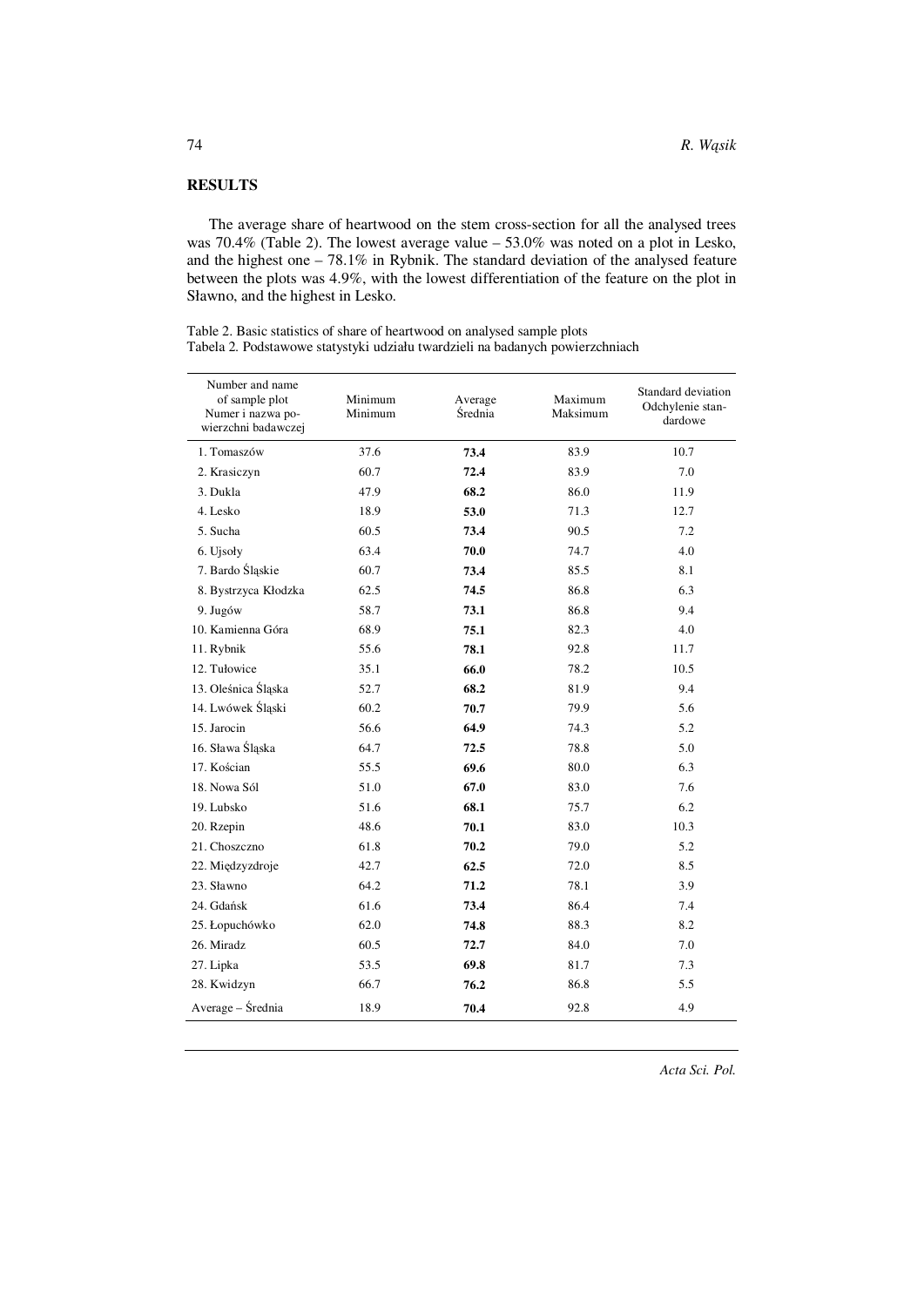## RESULTS

The average share of heartwood on the stem cross-section for all the analysed trees was 70.4% (Table 2). The lowest average value – 53.0% was noted on a plot in Lesko, and the highest one – 78.1% in Rybnik. The standard deviation of the analysed feature between the plots was 4.9%, with the lowest differentiation of the feature on the plot in Sławno, and the highest in Lesko.

Table 2. Basic statistics of share of heartwood on analysed sample plots
Tabela 2. Podstawowe statystyki udziału twardzieli na badanych powierzchniach

| Number and name of sample plot<br>Numer i nazwa powierzchni badawczej | Minimum<br>Minimum | Average<br>Średnia | Maximum<br>Maksimum | Standard deviation<br>Odchylenie standardowe |
|---|---|---|---|---|
| 1. Tomaszów | 37.6 | **73.4** | 83.9 | 10.7 |
| 2. Krasiczyn | 60.7 | **72.4** | 83.9 | 7.0 |
| 3. Dukla | 47.9 | **68.2** | 86.0 | 11.9 |
| 4. Lesko | 18.9 | **53.0** | 71.3 | 12.7 |
| 5. Sucha | 60.5 | **73.4** | 90.5 | 7.2 |
| 6. Ujsoły | 63.4 | **70.0** | 74.7 | 4.0 |
| 7. Bardo Śląskie | 60.7 | **73.4** | 85.5 | 8.1 |
| 8. Bystrzyca Kłodzka | 62.5 | **74.5** | 86.8 | 6.3 |
| 9. Jugów | 58.7 | **73.1** | 86.8 | 9.4 |
| 10. Kamienna Góra | 68.9 | **75.1** | 82.3 | 4.0 |
| 11. Rybnik | 55.6 | **78.1** | 92.8 | 11.7 |
| 12. Tułowice | 35.1 | **66.0** | 78.2 | 10.5 |
| 13. Oleśnica Śląska | 52.7 | **68.2** | 81.9 | 9.4 |
| 14. Lwówek Śląski | 60.2 | **70.7** | 79.9 | 5.6 |
| 15. Jarocin | 56.6 | **64.9** | 74.3 | 5.2 |
| 16. Sława Śląska | 64.7 | **72.5** | 78.8 | 5.0 |
| 17. Kościan | 55.5 | **69.6** | 80.0 | 6.3 |
| 18. Nowa Sól | 51.0 | **67.0** | 83.0 | 7.6 |
| 19. Lubsko | 51.6 | **68.1** | 75.7 | 6.2 |
| 20. Rzepin | 48.6 | **70.1** | 83.0 | 10.3 |
| 21. Choszczno | 61.8 | **70.2** | 79.0 | 5.2 |
| 22. Międzyzdroje | 42.7 | **62.5** | 72.0 | 8.5 |
| 23. Sławno | 64.2 | **71.2** | 78.1 | 3.9 |
| 24. Gdańsk | 61.6 | **73.4** | 86.4 | 7.4 |
| 25. Łopuchówko | 62.0 | **74.8** | 88.3 | 8.2 |
| 26. Miradz | 60.5 | **72.7** | 84.0 | 7.0 |
| 27. Lipka | 53.5 | **69.8** | 81.7 | 7.3 |
| 28. Kwidzyn | 66.7 | **76.2** | 86.8 | 5.5 |
| Average – Średnia | 18.9 | **70.4** | 92.8 | 4.9 |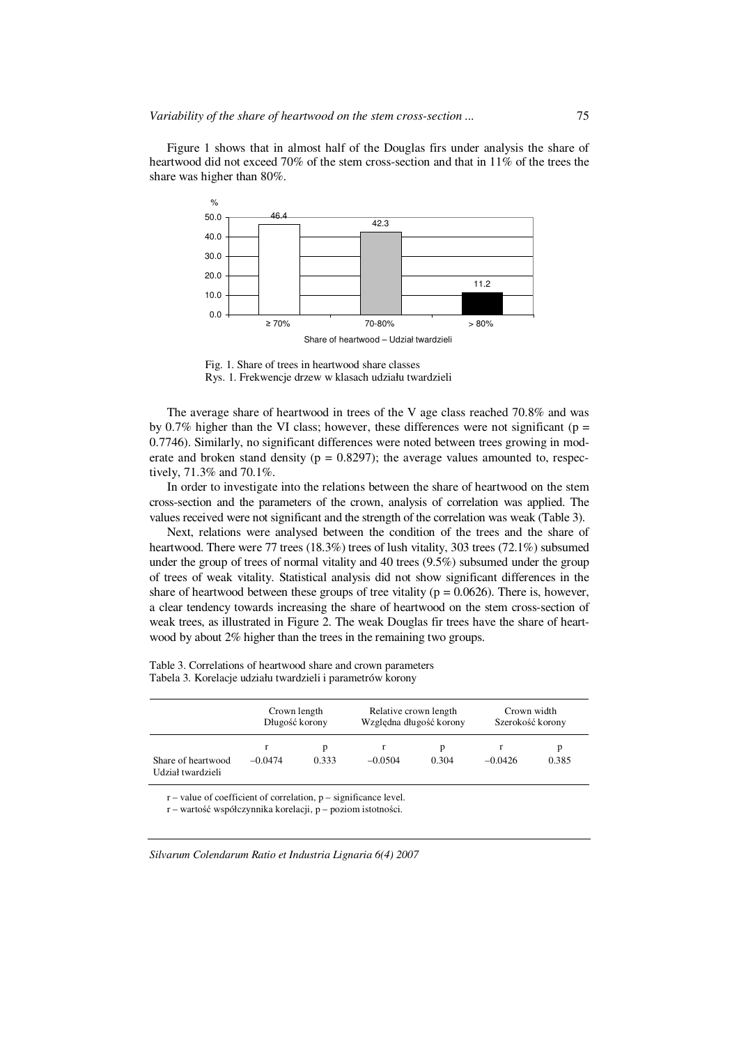Figure 1 shows that in almost half of the Douglas firs under analysis the share of heartwood did not exceed 70% of the stem cross-section and that in 11% of the trees the share was higher than 80%.

Fig. 1. Share of trees in heartwood share classes
Rys. 1. Frekwencje drzew w klasach udziału twardzieli

The average share of heartwood in trees of the V age class reached 70.8% and was by 0.7% higher than the VI class; however, these differences were not significant ($p = 0.7746$). Similarly, no significant differences were noted between trees growing in moderate and broken stand density ($p = 0.8297$); the average values amounted to, respectively, 71.3% and 70.1%.

In order to investigate into the relations between the share of heartwood on the stem cross-section and the parameters of the crown, analysis of correlation was applied. The values received were not significant and the strength of the correlation was weak (Table 3).

Next, relations were analysed between the condition of the trees and the share of heartwood. There were 77 trees (18.3%) trees of lush vitality, 303 trees (72.1%) subsumed under the group of trees of normal vitality and 40 trees (9.5%) subsumed under the group of trees of weak vitality. Statistical analysis did not show significant differences in the share of heartwood between these groups of tree vitality ($p = 0.0626$). There is, however, a clear tendency towards increasing the share of heartwood on the stem cross-section of weak trees, as illustrated in Figure 2. The weak Douglas fir trees have the share of heartwood by about 2% higher than the trees in the remaining two groups.

Table 3. Correlations of heartwood share and crown parameters
Tabela 3. Korelacje udziału twardzieli i parametrów korony

| | Crown length Długość korony | | Relative crown length Względna długość korony | | Crown width Szerokość korony | |
|---|---|---|---|---|---|---|
| | r | p | r | p | r | p |
| Share of heartwood Udział twardzieli | –0.0474 | 0.333 | –0.0504 | 0.304 | –0.0426 | 0.385 |

r – value of coefficient of correlation, p – significance level.
r – wartość współczynnika korelacji, p – poziom istotności.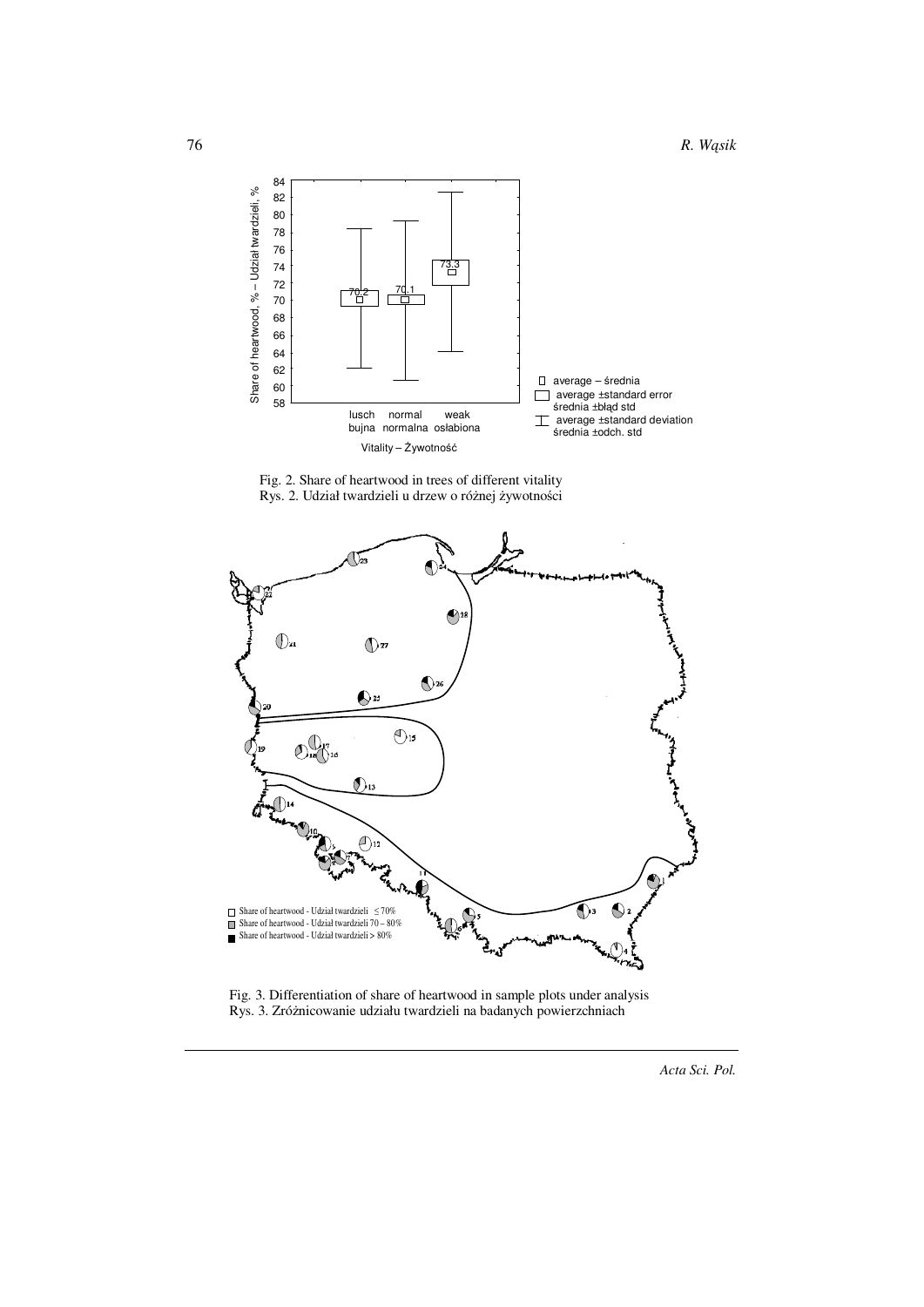Fig. 2. Share of heartwood in trees of different vitality
Rys. 2. Udział twardzieli u drzew o różnej żywotności

Fig. 3. Differentiation of share of heartwood in sample plots under analysis
Rys. 3. Zróżnicowanie udziału twardzieli na badanych powierzchniach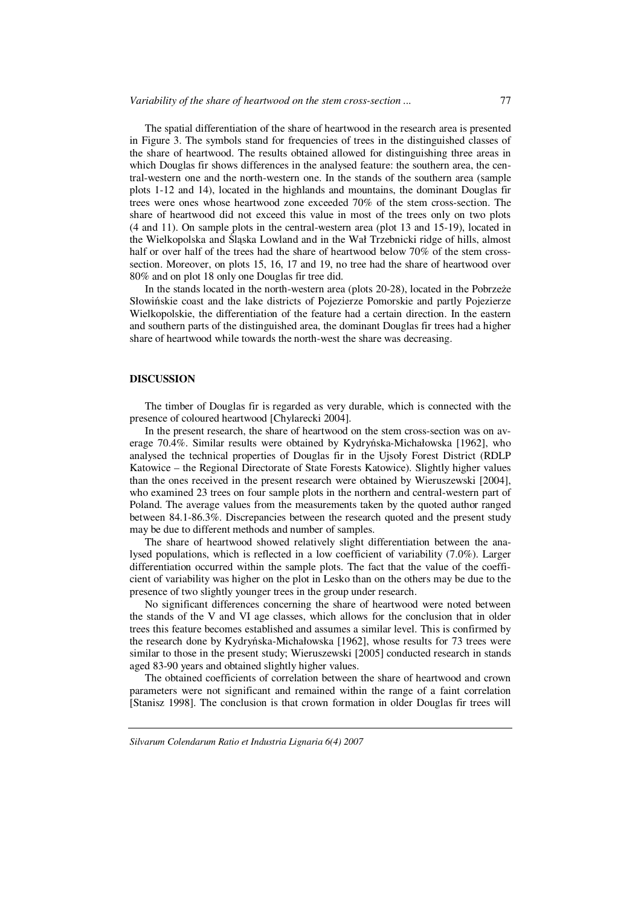The spatial differentiation of the share of heartwood in the research area is presented in Figure 3. The symbols stand for frequencies of trees in the distinguished classes of the share of heartwood. The results obtained allowed for distinguishing three areas in which Douglas fir shows differences in the analysed feature: the southern area, the central-western one and the north-western one. In the stands of the southern area (sample plots 1-12 and 14), located in the highlands and mountains, the dominant Douglas fir trees were ones whose heartwood zone exceeded 70% of the stem cross-section. The share of heartwood did not exceed this value in most of the trees only on two plots (4 and 11). On sample plots in the central-western area (plot 13 and 15-19), located in the Wielkopolska and Śląska Lowland and in the Wał Trzebnicki ridge of hills, almost half or over half of the trees had the share of heartwood below 70% of the stem cross-section. Moreover, on plots 15, 16, 17 and 19, no tree had the share of heartwood over 80% and on plot 18 only one Douglas fir tree did.

In the stands located in the north-western area (plots 20-28), located in the Pobrzeże Słowińskie coast and the lake districts of Pojezierze Pomorskie and partly Pojezierze Wielkopolskie, the differentiation of the feature had a certain direction. In the eastern and southern parts of the distinguished area, the dominant Douglas fir trees had a higher share of heartwood while towards the north-west the share was decreasing.

## DISCUSSION

The timber of Douglas fir is regarded as very durable, which is connected with the presence of coloured heartwood [Chylarecki 2004].

In the present research, the share of heartwood on the stem cross-section was on average 70.4%. Similar results were obtained by Kydryńska-Michałowska [1962], who analysed the technical properties of Douglas fir in the Ujsoły Forest District (RDLP Katowice – the Regional Directorate of State Forests Katowice). Slightly higher values than the ones received in the present research were obtained by Wieruszewski [2004], who examined 23 trees on four sample plots in the northern and central-western part of Poland. The average values from the measurements taken by the quoted author ranged between 84.1-86.3%. Discrepancies between the research quoted and the present study may be due to different methods and number of samples.

The share of heartwood showed relatively slight differentiation between the analysed populations, which is reflected in a low coefficient of variability (7.0%). Larger differentiation occurred within the sample plots. The fact that the value of the coefficient of variability was higher on the plot in Lesko than on the others may be due to the presence of two slightly younger trees in the group under research.

No significant differences concerning the share of heartwood were noted between the stands of the V and VI age classes, which allows for the conclusion that in older trees this feature becomes established and assumes a similar level. This is confirmed by the research done by Kydryńska-Michałowska [1962], whose results for 73 trees were similar to those in the present study; Wieruszewski [2005] conducted research in stands aged 83-90 years and obtained slightly higher values.

The obtained coefficients of correlation between the share of heartwood and crown parameters were not significant and remained within the range of a faint correlation [Stanisz 1998]. The conclusion is that crown formation in older Douglas fir trees will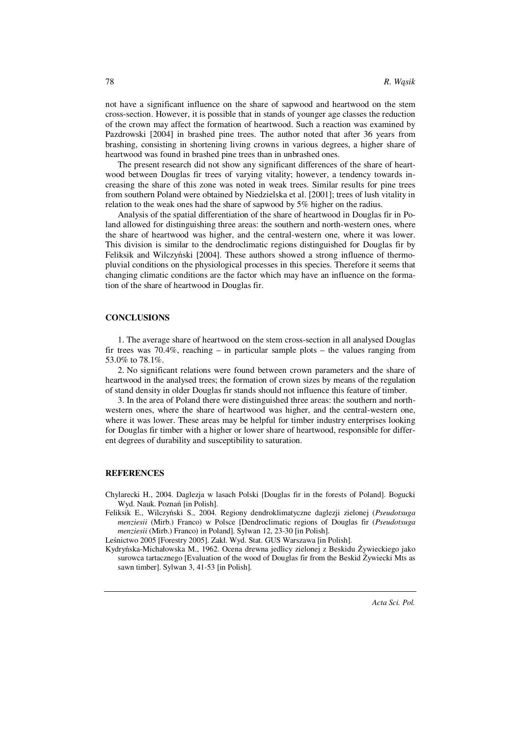not have a significant influence on the share of sapwood and heartwood on the stem cross-section. However, it is possible that in stands of younger age classes the reduction of the crown may affect the formation of heartwood. Such a reaction was examined by Pazdrowski [2004] in brashed pine trees. The author noted that after 36 years from brashing, consisting in shortening living crowns in various degrees, a higher share of heartwood was found in brashed pine trees than in unbrashed ones.

The present research did not show any significant differences of the share of heartwood between Douglas fir trees of varying vitality; however, a tendency towards increasing the share of this zone was noted in weak trees. Similar results for pine trees from southern Poland were obtained by Niedzielska et al. [2001]; trees of lush vitality in relation to the weak ones had the share of sapwood by 5% higher on the radius.

Analysis of the spatial differentiation of the share of heartwood in Douglas fir in Poland allowed for distinguishing three areas: the southern and north-western ones, where the share of heartwood was higher, and the central-western one, where it was lower. This division is similar to the dendroclimatic regions distinguished for Douglas fir by Feliksik and Wilczyński [2004]. These authors showed a strong influence of thermopluvial conditions on the physiological processes in this species. Therefore it seems that changing climatic conditions are the factor which may have an influence on the formation of the share of heartwood in Douglas fir.

## CONCLUSIONS

1. The average share of heartwood on the stem cross-section in all analysed Douglas fir trees was 70.4%, reaching – in particular sample plots – the values ranging from 53.0% to 78.1%.

2. No significant relations were found between crown parameters and the share of heartwood in the analysed trees; the formation of crown sizes by means of the regulation of stand density in older Douglas fir stands should not influence this feature of timber.

3. In the area of Poland there were distinguished three areas: the southern and north-western ones, where the share of heartwood was higher, and the central-western one, where it was lower. These areas may be helpful for timber industry enterprises looking for Douglas fir timber with a higher or lower share of heartwood, responsible for different degrees of durability and susceptibility to saturation.

## REFERENCES

Chylarecki H., 2004. Daglezja w lasach Polski [Douglas fir in the forests of Poland]. Bogucki Wyd. Nauk. Poznań [in Polish].

Feliksik E., Wilczyński S., 2004. Regiony dendroklimatyczne daglezji zielonej (*Pseudotsuga menziesii* (Mirb.) Franco) w Polsce [Dendroclimatic regions of Douglas fir (*Pseudotsuga menziesii* (Mirb.) Franco) in Poland]. Sylwan 12, 23-30 [in Polish].

Leśnictwo 2005 [Forestry 2005]. Zakł. Wyd. Stat. GUS Warszawa [in Polish].

Kydryńska-Michałowska M., 1962. Ocena drewna jedlicy zielonej z Beskidu Żywieckiego jako surowca tartacznego [Evaluation of the wood of Douglas fir from the Beskid Żywiecki Mts as sawn timber]. Sylwan 3, 41-53 [in Polish].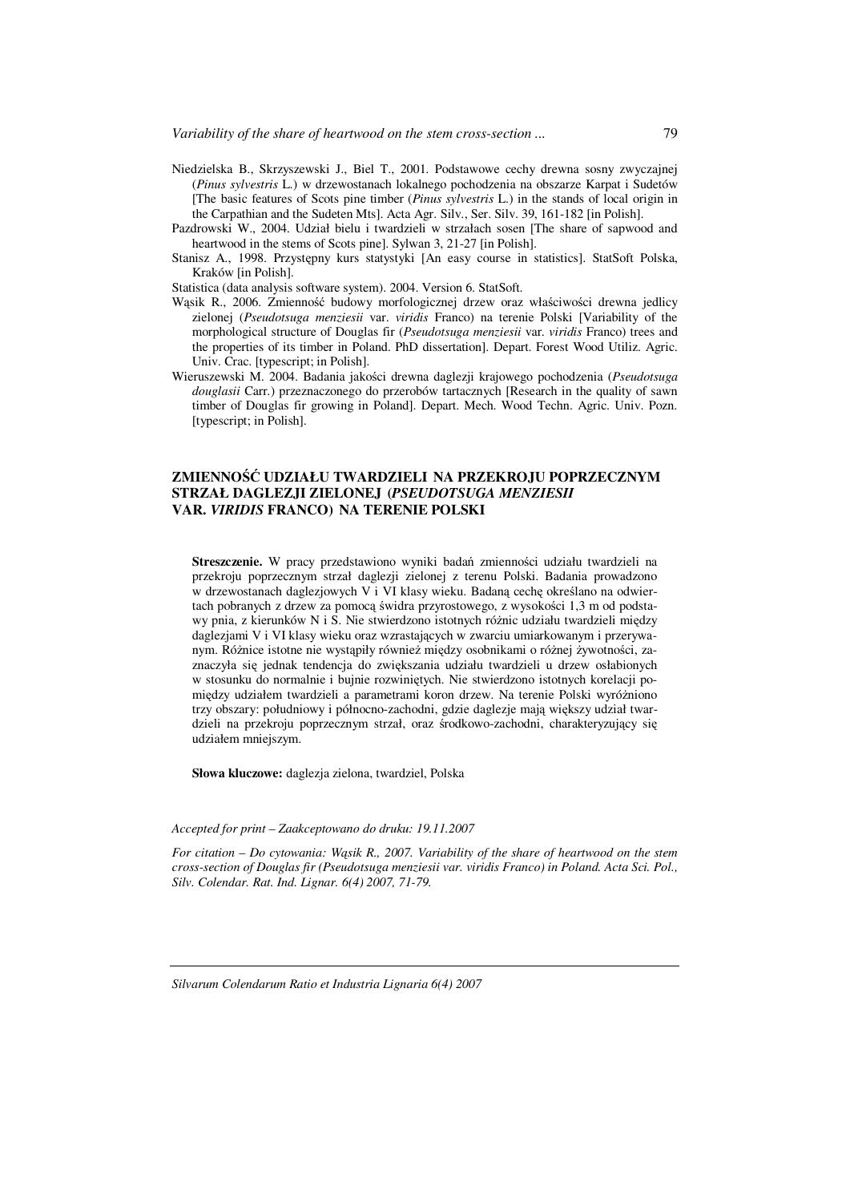Niedzielska B., Skrzyszewski J., Biel T., 2001. Podstawowe cechy drewna sosny zwyczajnej (*Pinus sylvestris* L.) w drzewostanach lokalnego pochodzenia na obszarze Karpat i Sudetów [The basic features of Scots pine timber (*Pinus sylvestris* L.) in the stands of local origin in the Carpathian and the Sudeten Mts]. Acta Agr. Silv., Ser. Silv. 39, 161-182 [in Polish].

Pazdrowski W., 2004. Udział bielu i twardzieli w strzałach sosen [The share of sapwood and heartwood in the stems of Scots pine]. Sylwan 3, 21-27 [in Polish].

Stanisz A., 1998. Przystępny kurs statystyki [An easy course in statistics]. StatSoft Polska, Kraków [in Polish].

Statistica (data analysis software system). 2004. Version 6. StatSoft.

Wąsik R., 2006. Zmienność budowy morfologicznej drzew oraz właściwości drewna jedlicy zielonej (*Pseudotsuga menziesii* var. *viridis* Franco) na terenie Polski [Variability of the morphological structure of Douglas fir (*Pseudotsuga menziesii* var. *viridis* Franco) trees and the properties of its timber in Poland. PhD dissertation]. Depart. Forest Wood Utiliz. Agric. Univ. Crac. [typescript; in Polish].

Wieruszewski M. 2004. Badania jakości drewna daglezji krajowego pochodzenia (*Pseudotsuga douglasii* Carr.) przeznaczonego do przerobów tartacznych [Research in the quality of sawn timber of Douglas fir growing in Poland]. Depart. Mech. Wood Techn. Agric. Univ. Pozn. [typescript; in Polish].

## ZMIENNOŚĆ UDZIAŁU TWARDZIELI NA PRZEKROJU POPRZECZNYM STRZAŁ DAGLEZJI ZIELONEJ (*PSEUDOTSUGA MENZIESII* VAR. *VIRIDIS* FRANCO) NA TERENIE POLSKI

**Streszczenie.** W pracy przedstawiono wyniki badań zmienności udziału twardzieli na przekroju poprzecznym strzał daglezji zielonej z terenu Polski. Badania prowadzono w drzewostanach daglezjowych V i VI klasy wieku. Badaną cechę określano na odwiertach pobranych z drzew za pomocą świdra przyrostowego, z wysokości 1,3 m od podstawy pnia, z kierunków N i S. Nie stwierdzono istotnych różnic udziału twardzieli między daglezjami V i VI klasy wieku oraz wzrastających w zwarciu umiarkowanym i przerywanym. Różnice istotne nie wystąpiły również między osobnikami o różnej żywotności, zaznaczyła się jednak tendencja do zwiększania udziału twardzieli u drzew osłabionych w stosunku do normalnie i bujnie rozwiniętych. Nie stwierdzono istotnych korelacji pomiędzy udziałem twardzieli a parametrami koron drzew. Na terenie Polski wyróżniono trzy obszary: południowy i północno-zachodni, gdzie daglezje mają większy udział twardzieli na przekroju poprzecznym strzał, oraz środkowo-zachodni, charakteryzujący się udziałem mniejszym.

**Słowa kluczowe:** daglezja zielona, twardziel, Polska

*Accepted for print – Zaakceptowano do druku: 19.11.2007*

*For citation – Do cytowania: Wąsik R., 2007. Variability of the share of heartwood on the stem cross-section of Douglas fir (Pseudotsuga menziesii var. viridis Franco) in Poland. Acta Sci. Pol., Silv. Colendar. Rat. Ind. Lignar. 6(4) 2007, 71-79.*